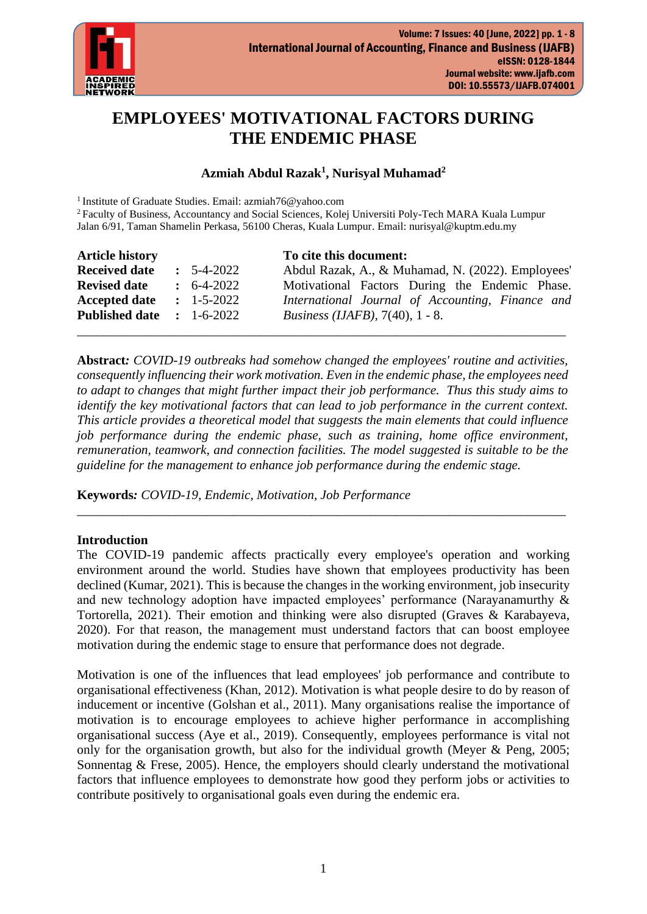# EMPLOYEES' MOTIVATIONAL FACTORS DURING THE ENDEMIC PHASE

**Azmiah Abdul Razak[1], Nurisyal Muhamad[2]**

[1] Institute of Graduate Studies. Email: azmiah76@yahoo.com
[2] Faculty of Business, Accountancy and Social Sciences, Kolej Universiti Poly-Tech MARA Kuala Lumpur Jalan 6/91, Taman Shamelin Perkasa, 56100 Cheras, Kuala Lumpur. Email: nurisyal@kuptm.edu.my

| **Article history** | | | **To cite this document:** |
|---|---|---|---|
| **Received date** | : | 5-4-2022 | Abdul Razak, A., & Muhamad, N. (2022). Employees' Motivational Factors During the Endemic Phase. *International Journal of Accounting, Finance and Business (IJAFB)*, 7(40), 1 - 8. |
| **Revised date** | : | 6-4-2022 | |
| **Accepted date** | : | 1-5-2022 | |
| **Published date** | : | 1-6-2022 | |

---

**Abstract***:* *COVID-19 outbreaks had somehow changed the employees' routine and activities, consequently influencing their work motivation. Even in the endemic phase, the employees need to adapt to changes that might further impact their job performance. Thus this study aims to identify the key motivational factors that can lead to job performance in the current context. This article provides a theoretical model that suggests the main elements that could influence job performance during the endemic phase, such as training, home office environment, remuneration, teamwork, and connection facilities. The model suggested is suitable to be the guideline for the management to enhance job performance during the endemic stage.*

**Keywords***: COVID-19, Endemic, Motivation, Job Performance*

---

## Introduction

The COVID-19 pandemic affects practically every employee's operation and working environment around the world. Studies have shown that employees productivity has been declined (Kumar, 2021). This is because the changes in the working environment, job insecurity and new technology adoption have impacted employees' performance (Narayanamurthy & Tortorella, 2021). Their emotion and thinking were also disrupted (Graves & Karabayeva, 2020). For that reason, the management must understand factors that can boost employee motivation during the endemic stage to ensure that performance does not degrade.

Motivation is one of the influences that lead employees' job performance and contribute to organisational effectiveness (Khan, 2012). Motivation is what people desire to do by reason of inducement or incentive (Golshan et al., 2011). Many organisations realise the importance of motivation is to encourage employees to achieve higher performance in accomplishing organisational success (Aye et al., 2019). Consequently, employees performance is vital not only for the organisation growth, but also for the individual growth (Meyer & Peng, 2005; Sonnentag & Frese, 2005). Hence, the employers should clearly understand the motivational factors that influence employees to demonstrate how good they perform jobs or activities to contribute positively to organisational goals even during the endemic era.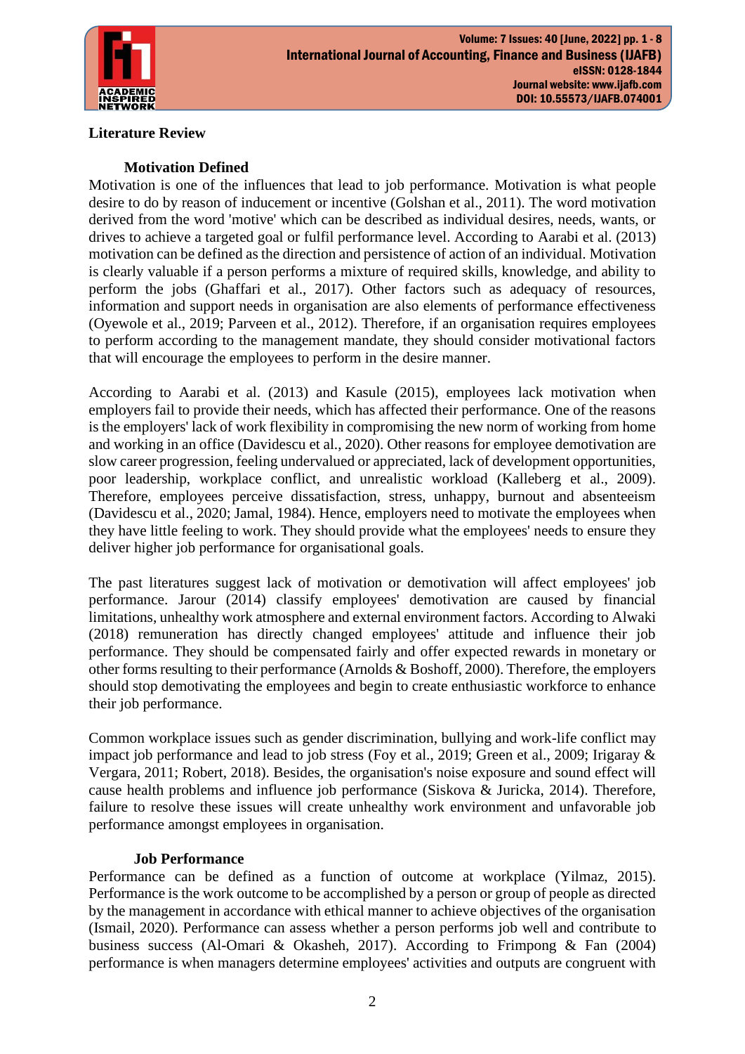## Literature Review

### Motivation Defined

Motivation is one of the influences that lead to job performance. Motivation is what people desire to do by reason of inducement or incentive (Golshan et al., 2011). The word motivation derived from the word 'motive' which can be described as individual desires, needs, wants, or drives to achieve a targeted goal or fulfil performance level. According to Aarabi et al. (2013) motivation can be defined as the direction and persistence of action of an individual. Motivation is clearly valuable if a person performs a mixture of required skills, knowledge, and ability to perform the jobs (Ghaffari et al., 2017). Other factors such as adequacy of resources, information and support needs in organisation are also elements of performance effectiveness (Oyewole et al., 2019; Parveen et al., 2012). Therefore, if an organisation requires employees to perform according to the management mandate, they should consider motivational factors that will encourage the employees to perform in the desire manner.

According to Aarabi et al. (2013) and Kasule (2015), employees lack motivation when employers fail to provide their needs, which has affected their performance. One of the reasons is the employers' lack of work flexibility in compromising the new norm of working from home and working in an office (Davidescu et al., 2020). Other reasons for employee demotivation are slow career progression, feeling undervalued or appreciated, lack of development opportunities, poor leadership, workplace conflict, and unrealistic workload (Kalleberg et al., 2009). Therefore, employees perceive dissatisfaction, stress, unhappy, burnout and absenteeism (Davidescu et al., 2020; Jamal, 1984). Hence, employers need to motivate the employees when they have little feeling to work. They should provide what the employees' needs to ensure they deliver higher job performance for organisational goals.

The past literatures suggest lack of motivation or demotivation will affect employees' job performance. Jarour (2014) classify employees' demotivation are caused by financial limitations, unhealthy work atmosphere and external environment factors. According to Alwaki (2018) remuneration has directly changed employees' attitude and influence their job performance. They should be compensated fairly and offer expected rewards in monetary or other forms resulting to their performance (Arnolds & Boshoff, 2000). Therefore, the employers should stop demotivating the employees and begin to create enthusiastic workforce to enhance their job performance.

Common workplace issues such as gender discrimination, bullying and work-life conflict may impact job performance and lead to job stress (Foy et al., 2019; Green et al., 2009; Irigaray & Vergara, 2011; Robert, 2018). Besides, the organisation's noise exposure and sound effect will cause health problems and influence job performance (Siskova & Juricka, 2014). Therefore, failure to resolve these issues will create unhealthy work environment and unfavorable job performance amongst employees in organisation.

### Job Performance

Performance can be defined as a function of outcome at workplace (Yilmaz, 2015). Performance is the work outcome to be accomplished by a person or group of people as directed by the management in accordance with ethical manner to achieve objectives of the organisation (Ismail, 2020). Performance can assess whether a person performs job well and contribute to business success (Al-Omari & Okasheh, 2017). According to Frimpong & Fan (2004) performance is when managers determine employees' activities and outputs are congruent with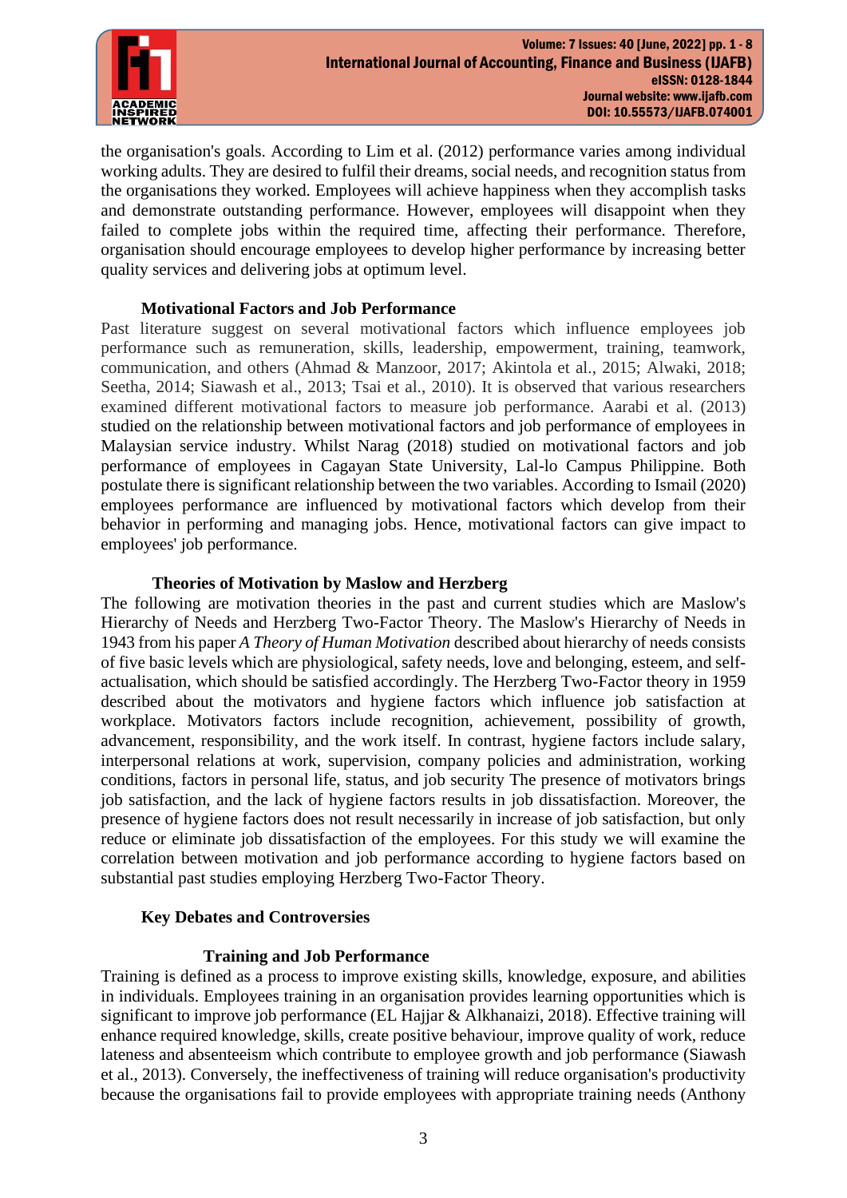the organisation's goals. According to Lim et al. (2012) performance varies among individual working adults. They are desired to fulfil their dreams, social needs, and recognition status from the organisations they worked. Employees will achieve happiness when they accomplish tasks and demonstrate outstanding performance. However, employees will disappoint when they failed to complete jobs within the required time, affecting their performance. Therefore, organisation should encourage employees to develop higher performance by increasing better quality services and delivering jobs at optimum level.

### Motivational Factors and Job Performance

Past literature suggest on several motivational factors which influence employees job performance such as remuneration, skills, leadership, empowerment, training, teamwork, communication, and others (Ahmad & Manzoor, 2017; Akintola et al., 2015; Alwaki, 2018; Seetha, 2014; Siawash et al., 2013; Tsai et al., 2010). It is observed that various researchers examined different motivational factors to measure job performance. Aarabi et al. (2013) studied on the relationship between motivational factors and job performance of employees in Malaysian service industry. Whilst Narag (2018) studied on motivational factors and job performance of employees in Cagayan State University, Lal-lo Campus Philippine. Both postulate there is significant relationship between the two variables. According to Ismail (2020) employees performance are influenced by motivational factors which develop from their behavior in performing and managing jobs. Hence, motivational factors can give impact to employees' job performance.

### Theories of Motivation by Maslow and Herzberg

The following are motivation theories in the past and current studies which are Maslow's Hierarchy of Needs and Herzberg Two-Factor Theory. The Maslow's Hierarchy of Needs in 1943 from his paper *A Theory of Human Motivation* described about hierarchy of needs consists of five basic levels which are physiological, safety needs, love and belonging, esteem, and self-actualisation, which should be satisfied accordingly. The Herzberg Two-Factor theory in 1959 described about the motivators and hygiene factors which influence job satisfaction at workplace. Motivators factors include recognition, achievement, possibility of growth, advancement, responsibility, and the work itself. In contrast, hygiene factors include salary, interpersonal relations at work, supervision, company policies and administration, working conditions, factors in personal life, status, and job security The presence of motivators brings job satisfaction, and the lack of hygiene factors results in job dissatisfaction. Moreover, the presence of hygiene factors does not result necessarily in increase of job satisfaction, but only reduce or eliminate job dissatisfaction of the employees. For this study we will examine the correlation between motivation and job performance according to hygiene factors based on substantial past studies employing Herzberg Two-Factor Theory.

### Key Debates and Controversies

#### Training and Job Performance

Training is defined as a process to improve existing skills, knowledge, exposure, and abilities in individuals. Employees training in an organisation provides learning opportunities which is significant to improve job performance (EL Hajjar & Alkhanaizi, 2018). Effective training will enhance required knowledge, skills, create positive behaviour, improve quality of work, reduce lateness and absenteeism which contribute to employee growth and job performance (Siawash et al., 2013). Conversely, the ineffectiveness of training will reduce organisation's productivity because the organisations fail to provide employees with appropriate training needs (Anthony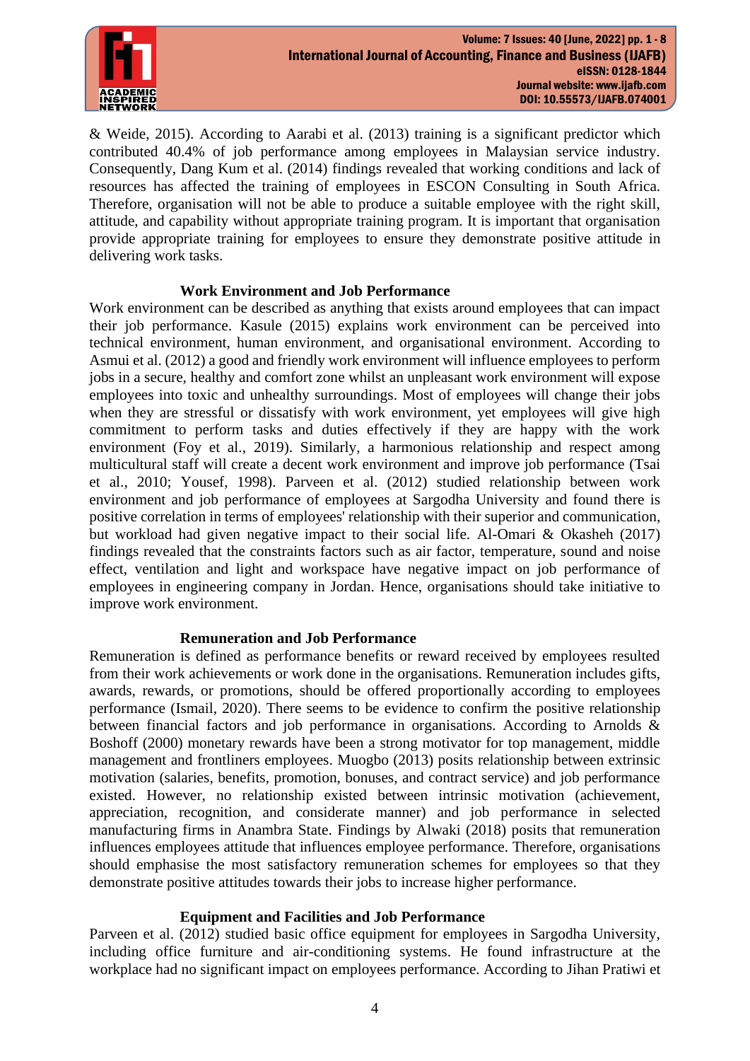& Weide, 2015). According to Aarabi et al. (2013) training is a significant predictor which contributed 40.4% of job performance among employees in Malaysian service industry. Consequently, Dang Kum et al. (2014) findings revealed that working conditions and lack of resources has affected the training of employees in ESCON Consulting in South Africa. Therefore, organisation will not be able to produce a suitable employee with the right skill, attitude, and capability without appropriate training program. It is important that organisation provide appropriate training for employees to ensure they demonstrate positive attitude in delivering work tasks.

### Work Environment and Job Performance

Work environment can be described as anything that exists around employees that can impact their job performance. Kasule (2015) explains work environment can be perceived into technical environment, human environment, and organisational environment. According to Asmui et al. (2012) a good and friendly work environment will influence employees to perform jobs in a secure, healthy and comfort zone whilst an unpleasant work environment will expose employees into toxic and unhealthy surroundings. Most of employees will change their jobs when they are stressful or dissatisfy with work environment, yet employees will give high commitment to perform tasks and duties effectively if they are happy with the work environment (Foy et al., 2019). Similarly, a harmonious relationship and respect among multicultural staff will create a decent work environment and improve job performance (Tsai et al., 2010; Yousef, 1998). Parveen et al. (2012) studied relationship between work environment and job performance of employees at Sargodha University and found there is positive correlation in terms of employees' relationship with their superior and communication, but workload had given negative impact to their social life. Al-Omari & Okasheh (2017) findings revealed that the constraints factors such as air factor, temperature, sound and noise effect, ventilation and light and workspace have negative impact on job performance of employees in engineering company in Jordan. Hence, organisations should take initiative to improve work environment.

### Remuneration and Job Performance

Remuneration is defined as performance benefits or reward received by employees resulted from their work achievements or work done in the organisations. Remuneration includes gifts, awards, rewards, or promotions, should be offered proportionally according to employees performance (Ismail, 2020). There seems to be evidence to confirm the positive relationship between financial factors and job performance in organisations. According to Arnolds & Boshoff (2000) monetary rewards have been a strong motivator for top management, middle management and frontliners employees. Muogbo (2013) posits relationship between extrinsic motivation (salaries, benefits, promotion, bonuses, and contract service) and job performance existed. However, no relationship existed between intrinsic motivation (achievement, appreciation, recognition, and considerate manner) and job performance in selected manufacturing firms in Anambra State. Findings by Alwaki (2018) posits that remuneration influences employees attitude that influences employee performance. Therefore, organisations should emphasise the most satisfactory remuneration schemes for employees so that they demonstrate positive attitudes towards their jobs to increase higher performance.

### Equipment and Facilities and Job Performance

Parveen et al. (2012) studied basic office equipment for employees in Sargodha University, including office furniture and air-conditioning systems. He found infrastructure at the workplace had no significant impact on employees performance. According to Jihan Pratiwi et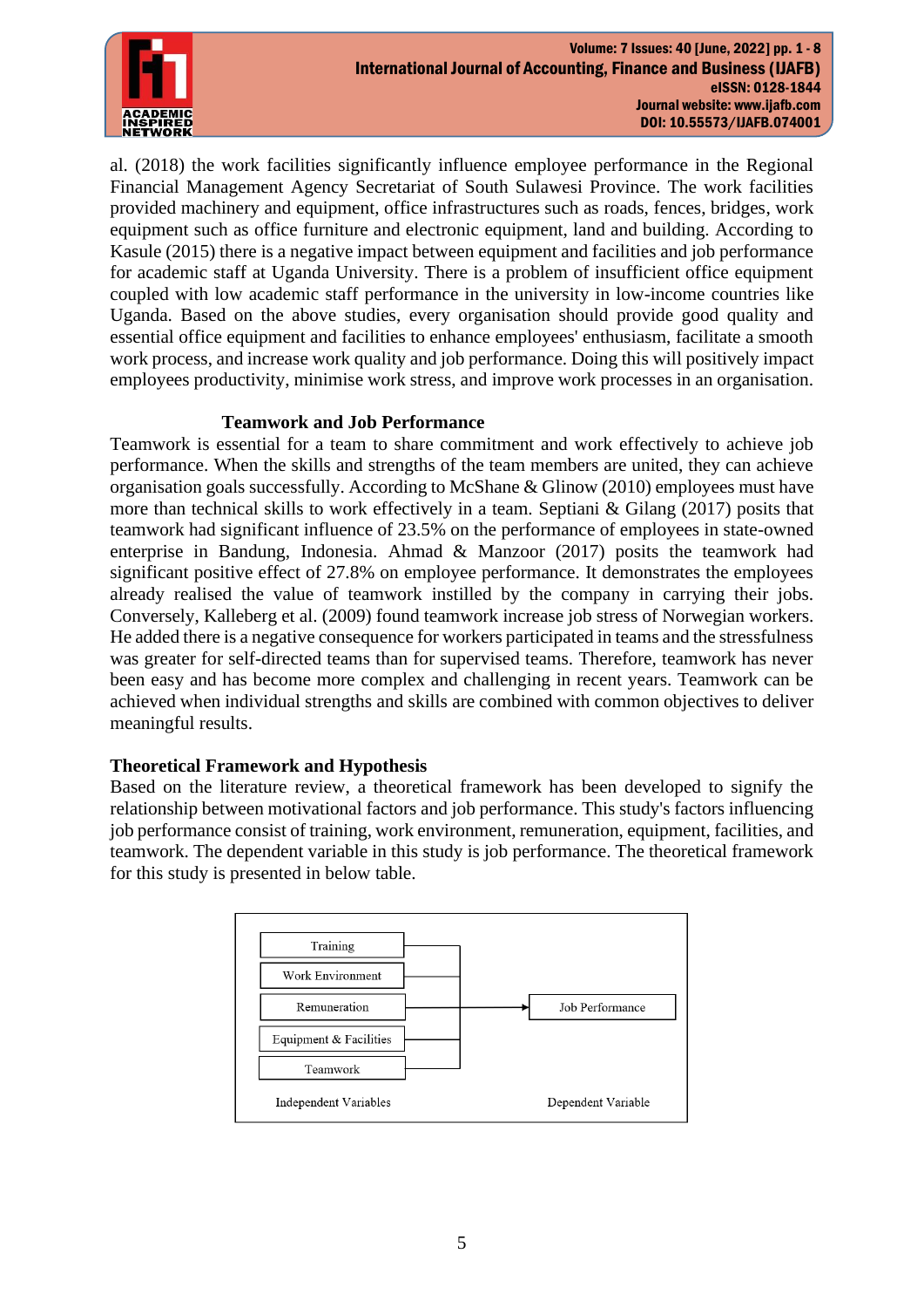al. (2018) the work facilities significantly influence employee performance in the Regional Financial Management Agency Secretariat of South Sulawesi Province. The work facilities provided machinery and equipment, office infrastructures such as roads, fences, bridges, work equipment such as office furniture and electronic equipment, land and building. According to Kasule (2015) there is a negative impact between equipment and facilities and job performance for academic staff at Uganda University. There is a problem of insufficient office equipment coupled with low academic staff performance in the university in low-income countries like Uganda. Based on the above studies, every organisation should provide good quality and essential office equipment and facilities to enhance employees' enthusiasm, facilitate a smooth work process, and increase work quality and job performance. Doing this will positively impact employees productivity, minimise work stress, and improve work processes in an organisation.

**Teamwork and Job Performance**

Teamwork is essential for a team to share commitment and work effectively to achieve job performance. When the skills and strengths of the team members are united, they can achieve organisation goals successfully. According to McShane & Glinow (2010) employees must have more than technical skills to work effectively in a team. Septiani & Gilang (2017) posits that teamwork had significant influence of 23.5% on the performance of employees in state-owned enterprise in Bandung, Indonesia. Ahmad & Manzoor (2017) posits the teamwork had significant positive effect of 27.8% on employee performance. It demonstrates the employees already realised the value of teamwork instilled by the company in carrying their jobs. Conversely, Kalleberg et al. (2009) found teamwork increase job stress of Norwegian workers. He added there is a negative consequence for workers participated in teams and the stressfulness was greater for self-directed teams than for supervised teams. Therefore, teamwork has never been easy and has become more complex and challenging in recent years. Teamwork can be achieved when individual strengths and skills are combined with common objectives to deliver meaningful results.

**Theoretical Framework and Hypothesis**

Based on the literature review, a theoretical framework has been developed to signify the relationship between motivational factors and job performance. This study's factors influencing job performance consist of training, work environment, remuneration, equipment, facilities, and teamwork. The dependent variable in this study is job performance. The theoretical framework for this study is presented in below table.

| Independent Variables | | Dependent Variable |
|---|---|---|
| Training | → | Job Performance |
| Work Environment | → | |
| Remuneration | → | |
| Equipment & Facilities | → | |
| Teamwork | → | |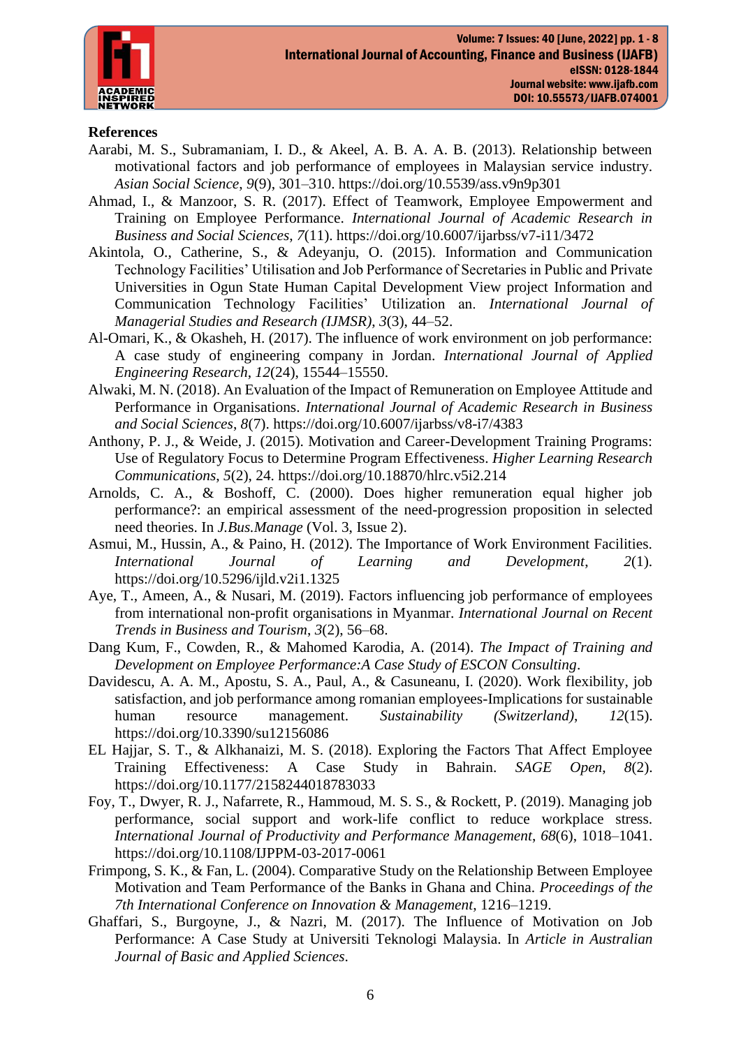## References

Aarabi, M. S., Subramaniam, I. D., & Akeel, A. B. A. A. B. (2013). Relationship between motivational factors and job performance of employees in Malaysian service industry. *Asian Social Science*, *9*(9), 301–310. https://doi.org/10.5539/ass.v9n9p301

Ahmad, I., & Manzoor, S. R. (2017). Effect of Teamwork, Employee Empowerment and Training on Employee Performance. *International Journal of Academic Research in Business and Social Sciences*, *7*(11). https://doi.org/10.6007/ijarbss/v7-i11/3472

Akintola, O., Catherine, S., & Adeyanju, O. (2015). Information and Communication Technology Facilities' Utilisation and Job Performance of Secretaries in Public and Private Universities in Ogun State Human Capital Development View project Information and Communication Technology Facilities' Utilization an. *International Journal of Managerial Studies and Research (IJMSR)*, *3*(3), 44–52.

Al-Omari, K., & Okasheh, H. (2017). The influence of work environment on job performance: A case study of engineering company in Jordan. *International Journal of Applied Engineering Research*, *12*(24), 15544–15550.

Alwaki, M. N. (2018). An Evaluation of the Impact of Remuneration on Employee Attitude and Performance in Organisations. *International Journal of Academic Research in Business and Social Sciences*, *8*(7). https://doi.org/10.6007/ijarbss/v8-i7/4383

Anthony, P. J., & Weide, J. (2015). Motivation and Career-Development Training Programs: Use of Regulatory Focus to Determine Program Effectiveness. *Higher Learning Research Communications*, *5*(2), 24. https://doi.org/10.18870/hlrc.v5i2.214

Arnolds, C. A., & Boshoff, C. (2000). Does higher remuneration equal higher job performance?: an empirical assessment of the need-progression proposition in selected need theories. In *J.Bus.Manage* (Vol. 3, Issue 2).

Asmui, M., Hussin, A., & Paino, H. (2012). The Importance of Work Environment Facilities. *International Journal of Learning and Development*, *2*(1). https://doi.org/10.5296/ijld.v2i1.1325

Aye, T., Ameen, A., & Nusari, M. (2019). Factors influencing job performance of employees from international non-profit organisations in Myanmar. *International Journal on Recent Trends in Business and Tourism*, *3*(2), 56–68.

Dang Kum, F., Cowden, R., & Mahomed Karodia, A. (2014). *The Impact of Training and Development on Employee Performance:A Case Study of ESCON Consulting*.

Davidescu, A. A. M., Apostu, S. A., Paul, A., & Casuneanu, I. (2020). Work flexibility, job satisfaction, and job performance among romanian employees-Implications for sustainable human resource management. *Sustainability (Switzerland)*, *12*(15). https://doi.org/10.3390/su12156086

EL Hajjar, S. T., & Alkhanaizi, M. S. (2018). Exploring the Factors That Affect Employee Training Effectiveness: A Case Study in Bahrain. *SAGE Open*, *8*(2). https://doi.org/10.1177/2158244018783033

Foy, T., Dwyer, R. J., Nafarrete, R., Hammoud, M. S. S., & Rockett, P. (2019). Managing job performance, social support and work-life conflict to reduce workplace stress. *International Journal of Productivity and Performance Management*, *68*(6), 1018–1041. https://doi.org/10.1108/IJPPM-03-2017-0061

Frimpong, S. K., & Fan, L. (2004). Comparative Study on the Relationship Between Employee Motivation and Team Performance of the Banks in Ghana and China. *Proceedings of the 7th International Conference on Innovation & Management*, 1216–1219.

Ghaffari, S., Burgoyne, J., & Nazri, M. (2017). The Influence of Motivation on Job Performance: A Case Study at Universiti Teknologi Malaysia. In *Article in Australian Journal of Basic and Applied Sciences*.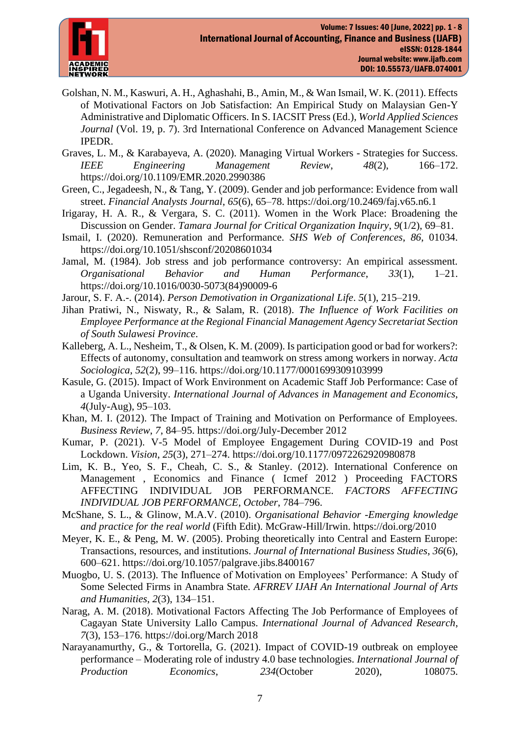Golshan, N. M., Kaswuri, A. H., Aghashahi, B., Amin, M., & Wan Ismail, W. K. (2011). Effects of Motivational Factors on Job Satisfaction: An Empirical Study on Malaysian Gen-Y Administrative and Diplomatic Officers. In S. IACSIT Press (Ed.), *World Applied Sciences Journal* (Vol. 19, p. 7). 3rd International Conference on Advanced Management Science IPEDR.

Graves, L. M., & Karabayeva, A. (2020). Managing Virtual Workers - Strategies for Success. *IEEE Engineering Management Review*, *48*(2), 166–172. https://doi.org/10.1109/EMR.2020.2990386

Green, C., Jegadeesh, N., & Tang, Y. (2009). Gender and job performance: Evidence from wall street. *Financial Analysts Journal*, *65*(6), 65–78. https://doi.org/10.2469/faj.v65.n6.1

Irigaray, H. A. R., & Vergara, S. C. (2011). Women in the Work Place: Broadening the Discussion on Gender. *Tamara Journal for Critical Organization Inquiry*, *9*(1/2), 69–81.

Ismail, I. (2020). Remuneration and Performance. *SHS Web of Conferences*, *86*, 01034. https://doi.org/10.1051/shsconf/20208601034

Jamal, M. (1984). Job stress and job performance controversy: An empirical assessment. *Organisational Behavior and Human Performance*, *33*(1), 1–21. https://doi.org/10.1016/0030-5073(84)90009-6

Jarour, S. F. A.-. (2014). *Person Demotivation in Organizational Life*. *5*(1), 215–219.

Jihan Pratiwi, N., Niswaty, R., & Salam, R. (2018). *The Influence of Work Facilities on Employee Performance at the Regional Financial Management Agency Secretariat Section of South Sulawesi Province*.

Kalleberg, A. L., Nesheim, T., & Olsen, K. M. (2009). Is participation good or bad for workers?: Effects of autonomy, consultation and teamwork on stress among workers in norway. *Acta Sociologica*, *52*(2), 99–116. https://doi.org/10.1177/0001699309103999

Kasule, G. (2015). Impact of Work Environment on Academic Staff Job Performance: Case of a Uganda University. *International Journal of Advances in Management and Economics*, *4*(July-Aug), 95–103.

Khan, M. I. (2012). The Impact of Training and Motivation on Performance of Employees. *Business Review*, *7*, 84–95. https://doi.org/July-December 2012

Kumar, P. (2021). V-5 Model of Employee Engagement During COVID-19 and Post Lockdown. *Vision*, *25*(3), 271–274. https://doi.org/10.1177/0972262920980878

Lim, K. B., Yeo, S. F., Cheah, C. S., & Stanley. (2012). International Conference on Management , Economics and Finance ( Icmef 2012 ) Proceeding FACTORS AFFECTING INDIVIDUAL JOB PERFORMANCE. *FACTORS AFFECTING INDIVIDUAL JOB PERFORMANCE*, *October*, 784–796.

McShane, S. L., & Glinow, M.A.V. (2010). *Organisational Behavior -Emerging knowledge and practice for the real world* (Fifth Edit). McGraw-Hill/Irwin. https://doi.org/2010

Meyer, K. E., & Peng, M. W. (2005). Probing theoretically into Central and Eastern Europe: Transactions, resources, and institutions. *Journal of International Business Studies*, *36*(6), 600–621. https://doi.org/10.1057/palgrave.jibs.8400167

Muogbo, U. S. (2013). The Influence of Motivation on Employees' Performance: A Study of Some Selected Firms in Anambra State. *AFRREV IJAH An International Journal of Arts and Humanities*, *2*(3), 134–151.

Narag, A. M. (2018). Motivational Factors Affecting The Job Performance of Employees of Cagayan State University Lallo Campus. *International Journal of Advanced Research*, *7*(3), 153–176. https://doi.org/March 2018

Narayanamurthy, G., & Tortorella, G. (2021). Impact of COVID-19 outbreak on employee performance – Moderating role of industry 4.0 base technologies. *International Journal of Production Economics*, *234*(October 2020), 108075.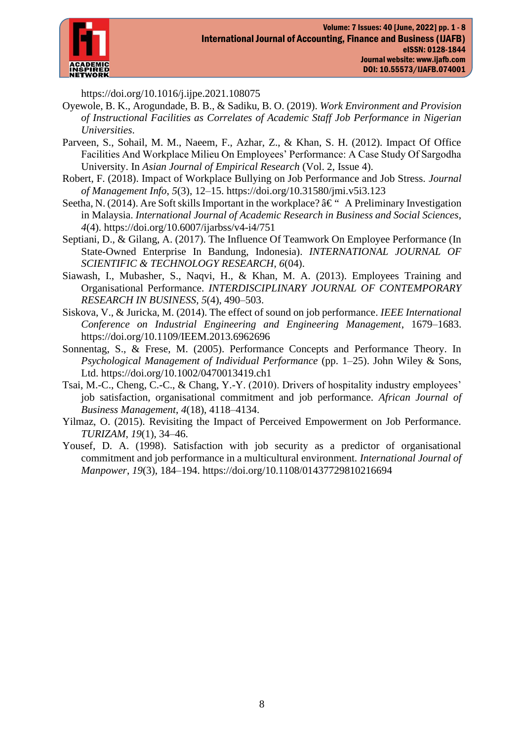https://doi.org/10.1016/j.ijpe.2021.108075

Oyewole, B. K., Arogundade, B. B., & Sadiku, B. O. (2019). *Work Environment and Provision of Instructional Facilities as Correlates of Academic Staff Job Performance in Nigerian Universities*.

Parveen, S., Sohail, M. M., Naeem, F., Azhar, Z., & Khan, S. H. (2012). Impact Of Office Facilities And Workplace Milieu On Employees' Performance: A Case Study Of Sargodha University. In *Asian Journal of Empirical Research* (Vol. 2, Issue 4).

Robert, F. (2018). Impact of Workplace Bullying on Job Performance and Job Stress. *Journal of Management Info*, *5*(3), 12–15. https://doi.org/10.31580/jmi.v5i3.123

Seetha, N. (2014). Are Soft skills Important in the workplace? â€ " A Preliminary Investigation in Malaysia. *International Journal of Academic Research in Business and Social Sciences*, *4*(4). https://doi.org/10.6007/ijarbss/v4-i4/751

Septiani, D., & Gilang, A. (2017). The Influence Of Teamwork On Employee Performance (In State-Owned Enterprise In Bandung, Indonesia). *INTERNATIONAL JOURNAL OF SCIENTIFIC & TECHNOLOGY RESEARCH*, *6*(04).

Siawash, I., Mubasher, S., Naqvi, H., & Khan, M. A. (2013). Employees Training and Organisational Performance. *INTERDISCIPLINARY JOURNAL OF CONTEMPORARY RESEARCH IN BUSINESS*, *5*(4), 490–503.

Siskova, V., & Juricka, M. (2014). The effect of sound on job performance. *IEEE International Conference on Industrial Engineering and Engineering Management*, 1679–1683. https://doi.org/10.1109/IEEM.2013.6962696

Sonnentag, S., & Frese, M. (2005). Performance Concepts and Performance Theory. In *Psychological Management of Individual Performance* (pp. 1–25). John Wiley & Sons, Ltd. https://doi.org/10.1002/0470013419.ch1

Tsai, M.-C., Cheng, C.-C., & Chang, Y.-Y. (2010). Drivers of hospitality industry employees' job satisfaction, organisational commitment and job performance. *African Journal of Business Management*, *4*(18), 4118–4134.

Yilmaz, O. (2015). Revisiting the Impact of Perceived Empowerment on Job Performance. *TURIZAM*, *19*(1), 34–46.

Yousef, D. A. (1998). Satisfaction with job security as a predictor of organisational commitment and job performance in a multicultural environment. *International Journal of Manpower*, *19*(3), 184–194. https://doi.org/10.1108/01437729810216694